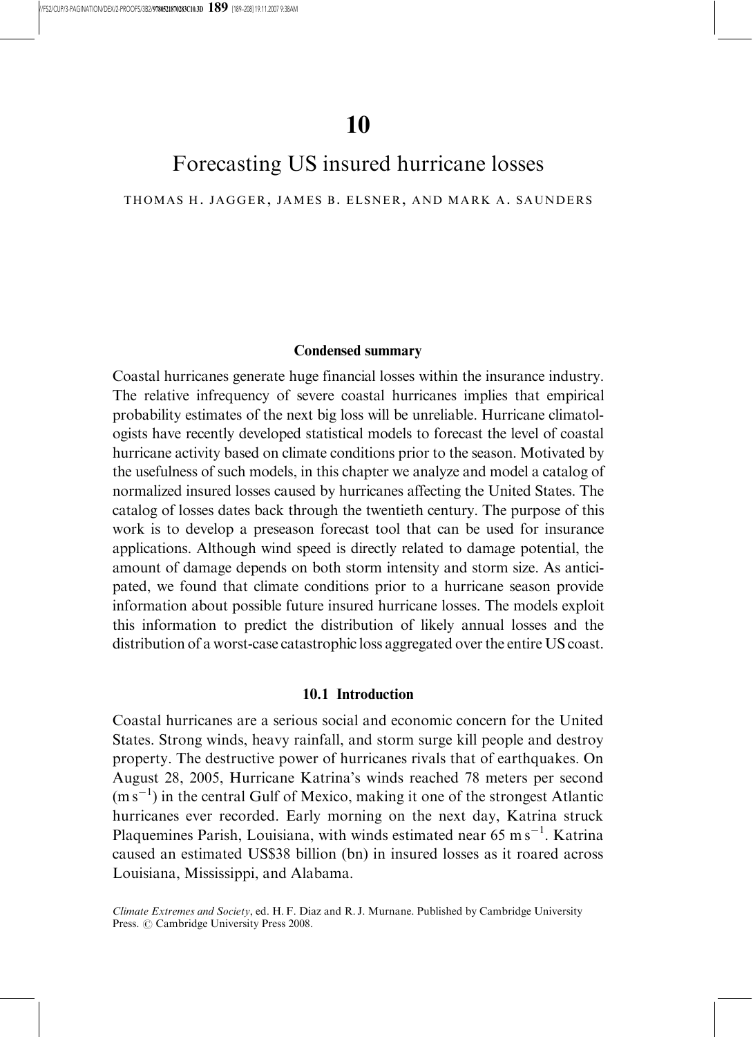# 10

# Forecasting US insured hurricane losses

THOMAS H. JAGGER, JAMES B. ELSNER, AND MARK A. SAUNDERS

### Condensed summary

Coastal hurricanes generate huge financial losses within the insurance industry. The relative infrequency of severe coastal hurricanes implies that empirical probability estimates of the next big loss will be unreliable. Hurricane climatologists have recently developed statistical models to forecast the level of coastal hurricane activity based on climate conditions prior to the season. Motivated by the usefulness of such models, in this chapter we analyze and model a catalog of normalized insured losses caused by hurricanes affecting the United States. The catalog of losses dates back through the twentieth century. The purpose of this work is to develop a preseason forecast tool that can be used for insurance applications. Although wind speed is directly related to damage potential, the amount of damage depends on both storm intensity and storm size. As anticipated, we found that climate conditions prior to a hurricane season provide information about possible future insured hurricane losses. The models exploit this information to predict the distribution of likely annual losses and the distribution of a worst-case catastrophic loss aggregated over the entire US coast.

## 10.1 Introduction

Coastal hurricanes are a serious social and economic concern for the United States. Strong winds, heavy rainfall, and storm surge kill people and destroy property. The destructive power of hurricanes rivals that of earthquakes. On August 28, 2005, Hurricane Katrina's winds reached 78 meters per second ($\mathrm{m\,s^{-1}}$) in the central Gulf of Mexico, making it one of the strongest Atlantic hurricanes ever recorded. Early morning on the next day, Katrina struck Plaquemines Parish, Louisiana, with winds estimated near 65 $\mathrm{m\,s^{-1}}$. Katrina caused an estimated US\$38 billion (bn) in insured losses as it roared across Louisiana, Mississippi, and Alabama.

*Climate Extremes and Society*, ed. H. F. Diaz and R. J. Murnane. Published by Cambridge University Press. © Cambridge University Press 2008.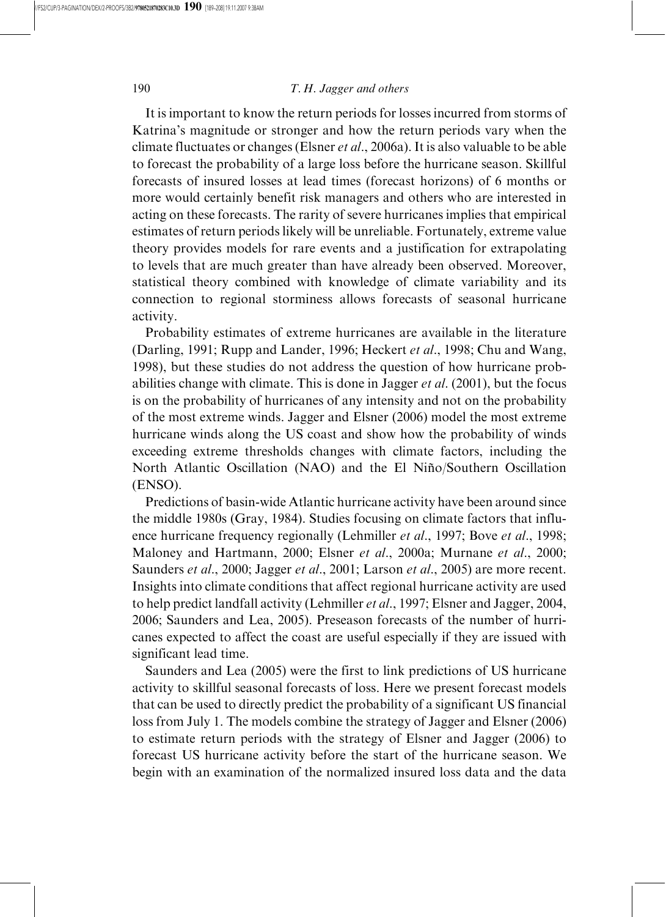It is important to know the return periods for losses incurred from storms of Katrina's magnitude or stronger and how the return periods vary when the climate fluctuates or changes (Elsner *et al*., 2006a). It is also valuable to be able to forecast the probability of a large loss before the hurricane season. Skillful forecasts of insured losses at lead times (forecast horizons) of 6 months or more would certainly benefit risk managers and others who are interested in acting on these forecasts. The rarity of severe hurricanes implies that empirical estimates of return periods likely will be unreliable. Fortunately, extreme value theory provides models for rare events and a justification for extrapolating to levels that are much greater than have already been observed. Moreover, statistical theory combined with knowledge of climate variability and its connection to regional storminess allows forecasts of seasonal hurricane activity.

Probability estimates of extreme hurricanes are available in the literature (Darling, 1991; Rupp and Lander, 1996; Heckert *et al*., 1998; Chu and Wang, 1998), but these studies do not address the question of how hurricane probabilities change with climate. This is done in Jagger *et al*. (2001), but the focus is on the probability of hurricanes of any intensity and not on the probability of the most extreme winds. Jagger and Elsner (2006) model the most extreme hurricane winds along the US coast and show how the probability of winds exceeding extreme thresholds changes with climate factors, including the North Atlantic Oscillation (NAO) and the El Niño/Southern Oscillation (ENSO).

Predictions of basin-wide Atlantic hurricane activity have been around since the middle 1980s (Gray, 1984). Studies focusing on climate factors that influence hurricane frequency regionally (Lehmiller *et al*., 1997; Bove *et al*., 1998; Maloney and Hartmann, 2000; Elsner *et al*., 2000a; Murnane *et al*., 2000; Saunders *et al*., 2000; Jagger *et al*., 2001; Larson *et al*., 2005) are more recent. Insights into climate conditions that affect regional hurricane activity are used to help predict landfall activity (Lehmiller *et al*., 1997; Elsner and Jagger, 2004, 2006; Saunders and Lea, 2005). Preseason forecasts of the number of hurricanes expected to affect the coast are useful especially if they are issued with significant lead time.

Saunders and Lea (2005) were the first to link predictions of US hurricane activity to skillful seasonal forecasts of loss. Here we present forecast models that can be used to directly predict the probability of a significant US financial loss from July 1. The models combine the strategy of Jagger and Elsner (2006) to estimate return periods with the strategy of Elsner and Jagger (2006) to forecast US hurricane activity before the start of the hurricane season. We begin with an examination of the normalized insured loss data and the data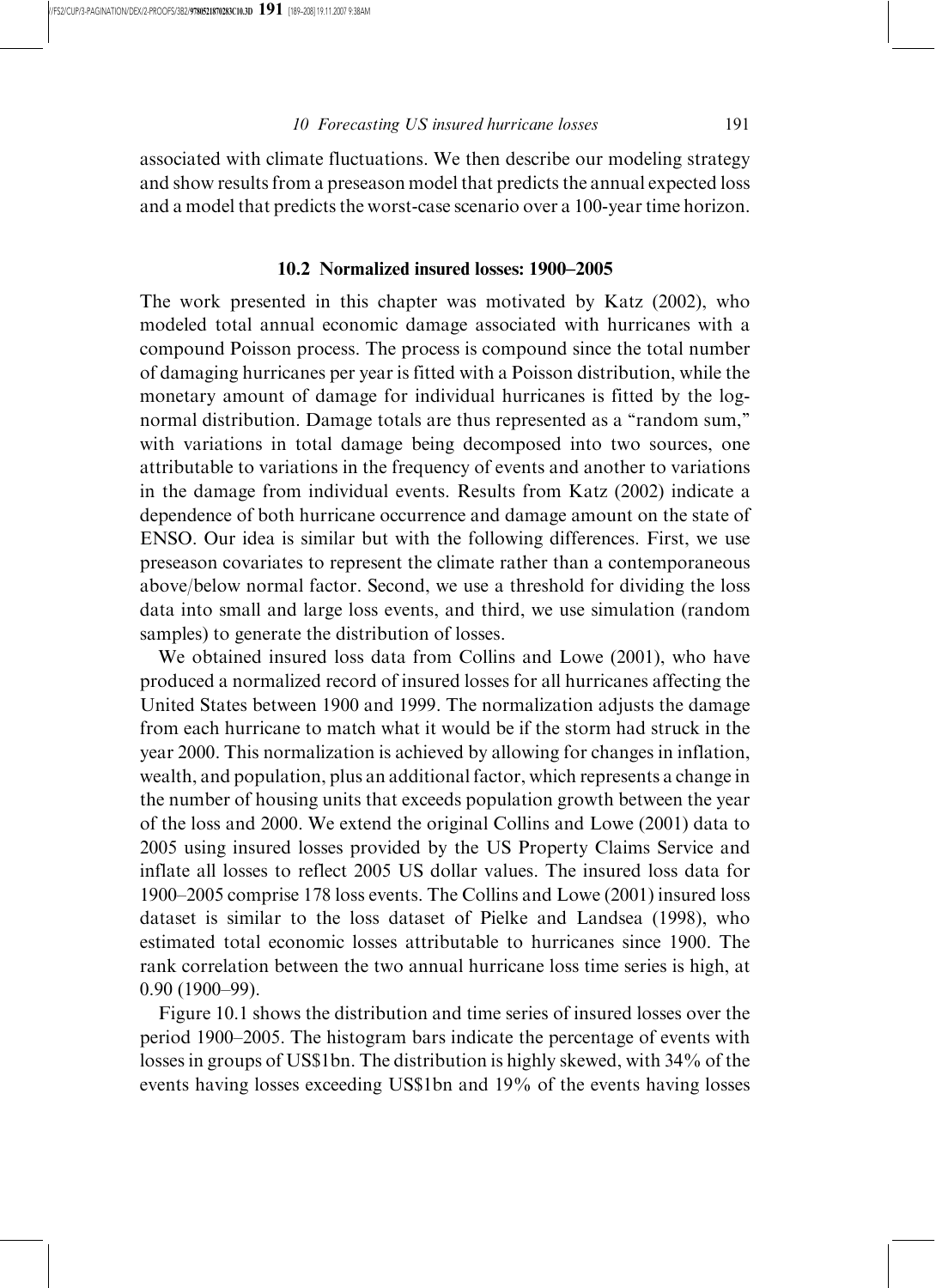associated with climate fluctuations. We then describe our modeling strategy and show results from a preseason model that predicts the annual expected loss and a model that predicts the worst-case scenario over a 100-year time horizon.

## 10.2 Normalized insured losses: 1900–2005

The work presented in this chapter was motivated by Katz (2002), who modeled total annual economic damage associated with hurricanes with a compound Poisson process. The process is compound since the total number of damaging hurricanes per year is fitted with a Poisson distribution, while the monetary amount of damage for individual hurricanes is fitted by the log-normal distribution. Damage totals are thus represented as a "random sum," with variations in total damage being decomposed into two sources, one attributable to variations in the frequency of events and another to variations in the damage from individual events. Results from Katz (2002) indicate a dependence of both hurricane occurrence and damage amount on the state of ENSO. Our idea is similar but with the following differences. First, we use preseason covariates to represent the climate rather than a contemporaneous above/below normal factor. Second, we use a threshold for dividing the loss data into small and large loss events, and third, we use simulation (random samples) to generate the distribution of losses.

We obtained insured loss data from Collins and Lowe (2001), who have produced a normalized record of insured losses for all hurricanes affecting the United States between 1900 and 1999. The normalization adjusts the damage from each hurricane to match what it would be if the storm had struck in the year 2000. This normalization is achieved by allowing for changes in inflation, wealth, and population, plus an additional factor, which represents a change in the number of housing units that exceeds population growth between the year of the loss and 2000. We extend the original Collins and Lowe (2001) data to 2005 using insured losses provided by the US Property Claims Service and inflate all losses to reflect 2005 US dollar values. The insured loss data for 1900–2005 comprise 178 loss events. The Collins and Lowe (2001) insured loss dataset is similar to the loss dataset of Pielke and Landsea (1998), who estimated total economic losses attributable to hurricanes since 1900. The rank correlation between the two annual hurricane loss time series is high, at 0.90 (1900–99).

Figure 10.1 shows the distribution and time series of insured losses over the period 1900–2005. The histogram bars indicate the percentage of events with losses in groups of US$1bn. The distribution is highly skewed, with 34% of the events having losses exceeding US$1bn and 19% of the events having losses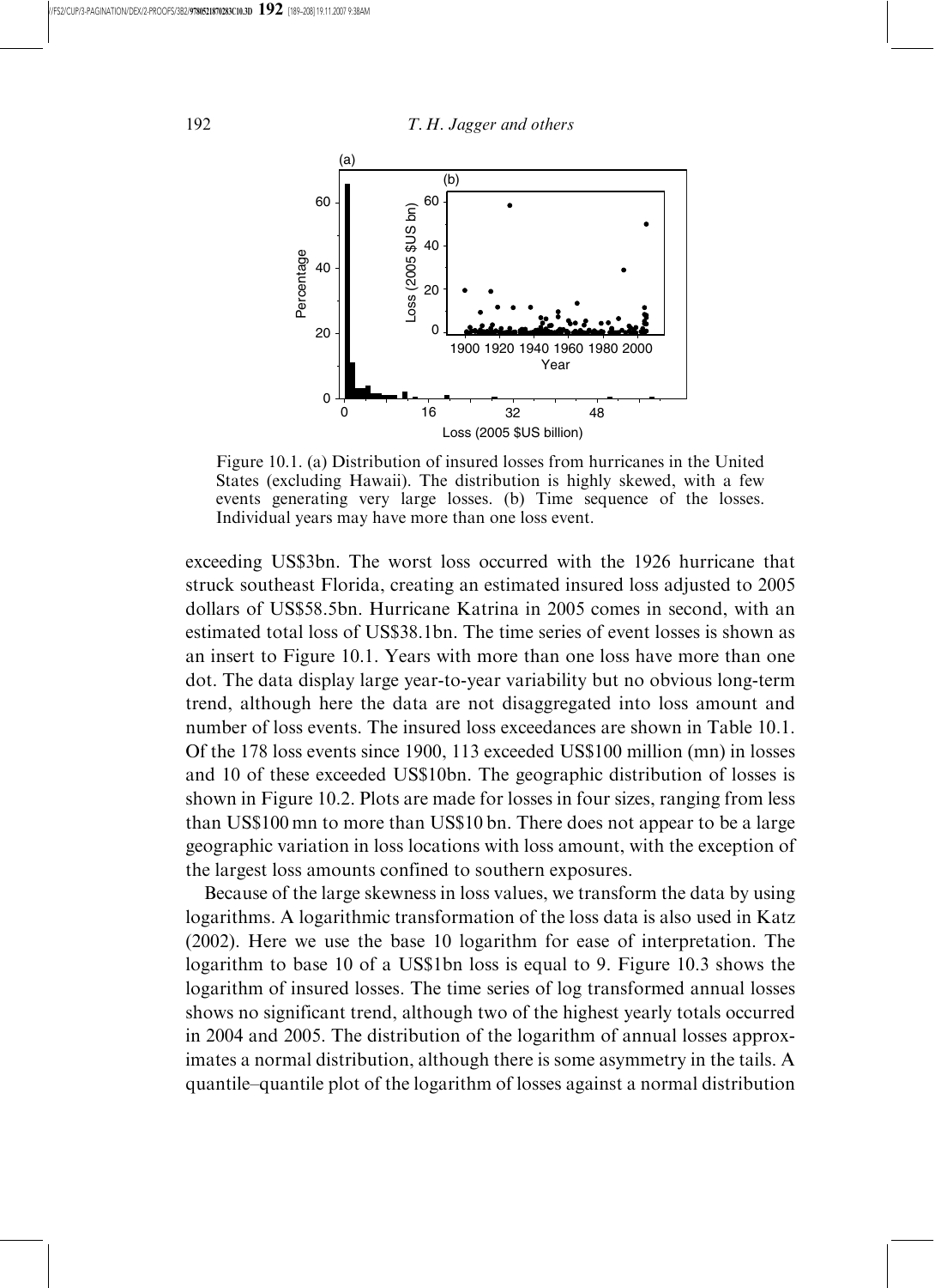Figure 10.1. (a) Distribution of insured losses from hurricanes in the United States (excluding Hawaii). The distribution is highly skewed, with a few events generating very large losses. (b) Time sequence of the losses. Individual years may have more than one loss event.

exceeding US$3bn. The worst loss occurred with the 1926 hurricane that struck southeast Florida, creating an estimated insured loss adjusted to 2005 dollars of US$58.5bn. Hurricane Katrina in 2005 comes in second, with an estimated total loss of US$38.1bn. The time series of event losses is shown as an insert to Figure 10.1. Years with more than one loss have more than one dot. The data display large year-to-year variability but no obvious long-term trend, although here the data are not disaggregated into loss amount and number of loss events. The insured loss exceedances are shown in Table 10.1. Of the 178 loss events since 1900, 113 exceeded US$100 million (mn) in losses and 10 of these exceeded US$10bn. The geographic distribution of losses is shown in Figure 10.2. Plots are made for losses in four sizes, ranging from less than US$100 mn to more than US$10 bn. There does not appear to be a large geographic variation in loss locations with loss amount, with the exception of the largest loss amounts confined to southern exposures.

Because of the large skewness in loss values, we transform the data by using logarithms. A logarithmic transformation of the loss data is also used in Katz (2002). Here we use the base 10 logarithm for ease of interpretation. The logarithm to base 10 of a US$1bn loss is equal to 9. Figure 10.3 shows the logarithm of insured losses. The time series of log transformed annual losses shows no significant trend, although two of the highest yearly totals occurred in 2004 and 2005. The distribution of the logarithm of annual losses approximates a normal distribution, although there is some asymmetry in the tails. A quantile–quantile plot of the logarithm of losses against a normal distribution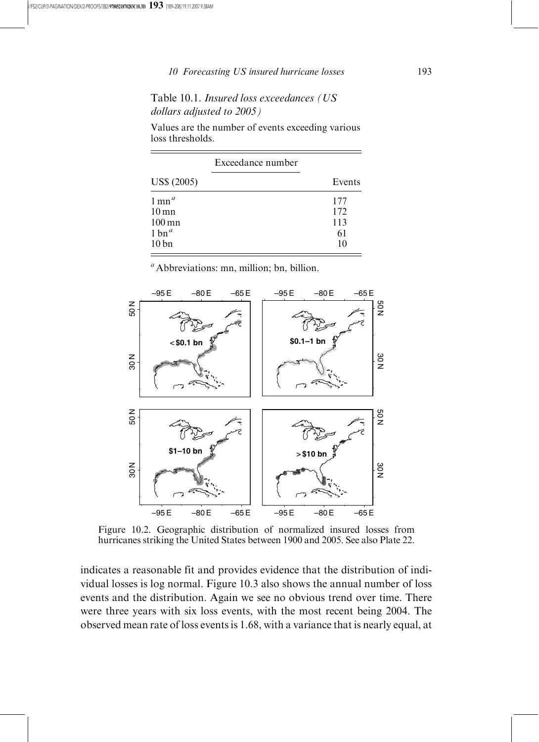Table 10.1. *Insured loss exceedances (US dollars adjusted to 2005)*

Values are the number of events exceeding various loss thresholds.

| Exceedance number | |
|---|---|
| US$ (2005) | Events |
| 1 mn[a] | 177 |
| 10 mn | 172 |
| 100 mn | 113 |
| 1 bn[a] | 61 |
| 10 bn | 10 |

[a] Abbreviations: mn, million; bn, billion.

Figure 10.2. Geographic distribution of normalized insured losses from hurricanes striking the United States between 1900 and 2005. See also Plate 22.

indicates a reasonable fit and provides evidence that the distribution of individual losses is log normal. Figure 10.3 also shows the annual number of loss events and the distribution. Again we see no obvious trend over time. There were three years with six loss events, with the most recent being 2004. The observed mean rate of loss events is 1.68, with a variance that is nearly equal, at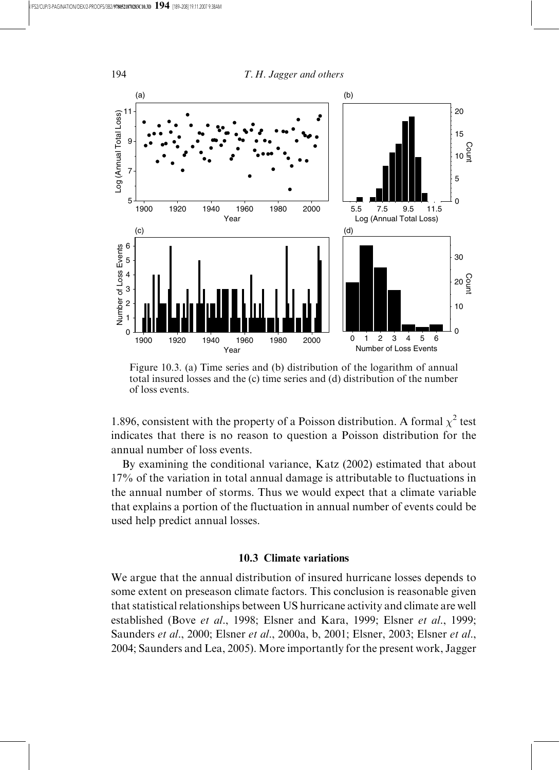Figure 10.3. (a) Time series and (b) distribution of the logarithm of annual total insured losses and the (c) time series and (d) distribution of the number of loss events.

1.896, consistent with the property of a Poisson distribution. A formal $\chi^2$ test indicates that there is no reason to question a Poisson distribution for the annual number of loss events.

By examining the conditional variance, Katz (2002) estimated that about 17% of the variation in total annual damage is attributable to fluctuations in the annual number of storms. Thus we would expect that a climate variable that explains a portion of the fluctuation in annual number of events could be used help predict annual losses.

### 10.3 Climate variations

We argue that the annual distribution of insured hurricane losses depends to some extent on preseason climate factors. This conclusion is reasonable given that statistical relationships between US hurricane activity and climate are well established (Bove *et al*., 1998; Elsner and Kara, 1999; Elsner *et al*., 1999; Saunders *et al*., 2000; Elsner *et al*., 2000a, b, 2001; Elsner, 2003; Elsner *et al*., 2004; Saunders and Lea, 2005). More importantly for the present work, Jagger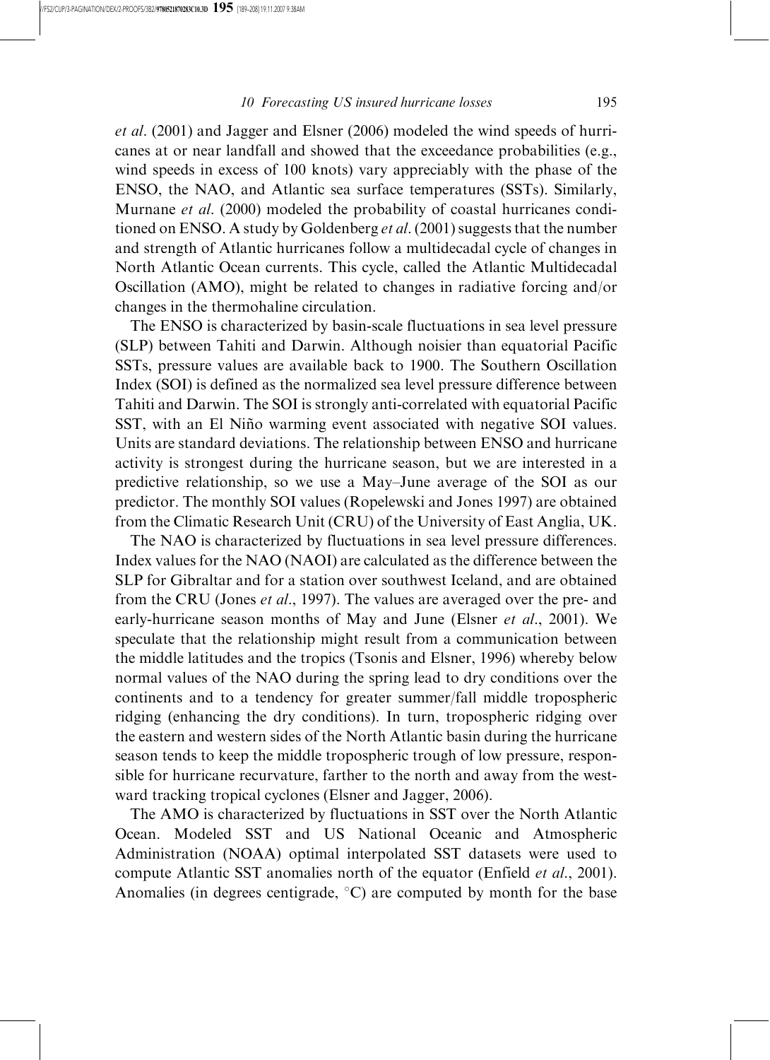*et al*. (2001) and Jagger and Elsner (2006) modeled the wind speeds of hurricanes at or near landfall and showed that the exceedance probabilities (e.g., wind speeds in excess of 100 knots) vary appreciably with the phase of the ENSO, the NAO, and Atlantic sea surface temperatures (SSTs). Similarly, Murnane *et al*. (2000) modeled the probability of coastal hurricanes conditioned on ENSO. A study by Goldenberg *et al*. (2001) suggests that the number and strength of Atlantic hurricanes follow a multidecadal cycle of changes in North Atlantic Ocean currents. This cycle, called the Atlantic Multidecadal Oscillation (AMO), might be related to changes in radiative forcing and/or changes in the thermohaline circulation.

The ENSO is characterized by basin-scale fluctuations in sea level pressure (SLP) between Tahiti and Darwin. Although noisier than equatorial Pacific SSTs, pressure values are available back to 1900. The Southern Oscillation Index (SOI) is defined as the normalized sea level pressure difference between Tahiti and Darwin. The SOI is strongly anti-correlated with equatorial Pacific SST, with an El Niño warming event associated with negative SOI values. Units are standard deviations. The relationship between ENSO and hurricane activity is strongest during the hurricane season, but we are interested in a predictive relationship, so we use a May–June average of the SOI as our predictor. The monthly SOI values (Ropelewski and Jones 1997) are obtained from the Climatic Research Unit (CRU) of the University of East Anglia, UK.

The NAO is characterized by fluctuations in sea level pressure differences. Index values for the NAO (NAOI) are calculated as the difference between the SLP for Gibraltar and for a station over southwest Iceland, and are obtained from the CRU (Jones *et al*., 1997). The values are averaged over the pre- and early-hurricane season months of May and June (Elsner *et al*., 2001). We speculate that the relationship might result from a communication between the middle latitudes and the tropics (Tsonis and Elsner, 1996) whereby below normal values of the NAO during the spring lead to dry conditions over the continents and to a tendency for greater summer/fall middle tropospheric ridging (enhancing the dry conditions). In turn, tropospheric ridging over the eastern and western sides of the North Atlantic basin during the hurricane season tends to keep the middle tropospheric trough of low pressure, responsible for hurricane recurvature, farther to the north and away from the westward tracking tropical cyclones (Elsner and Jagger, 2006).

The AMO is characterized by fluctuations in SST over the North Atlantic Ocean. Modeled SST and US National Oceanic and Atmospheric Administration (NOAA) optimal interpolated SST datasets were used to compute Atlantic SST anomalies north of the equator (Enfield *et al*., 2001). Anomalies (in degrees centigrade, °C) are computed by month for the base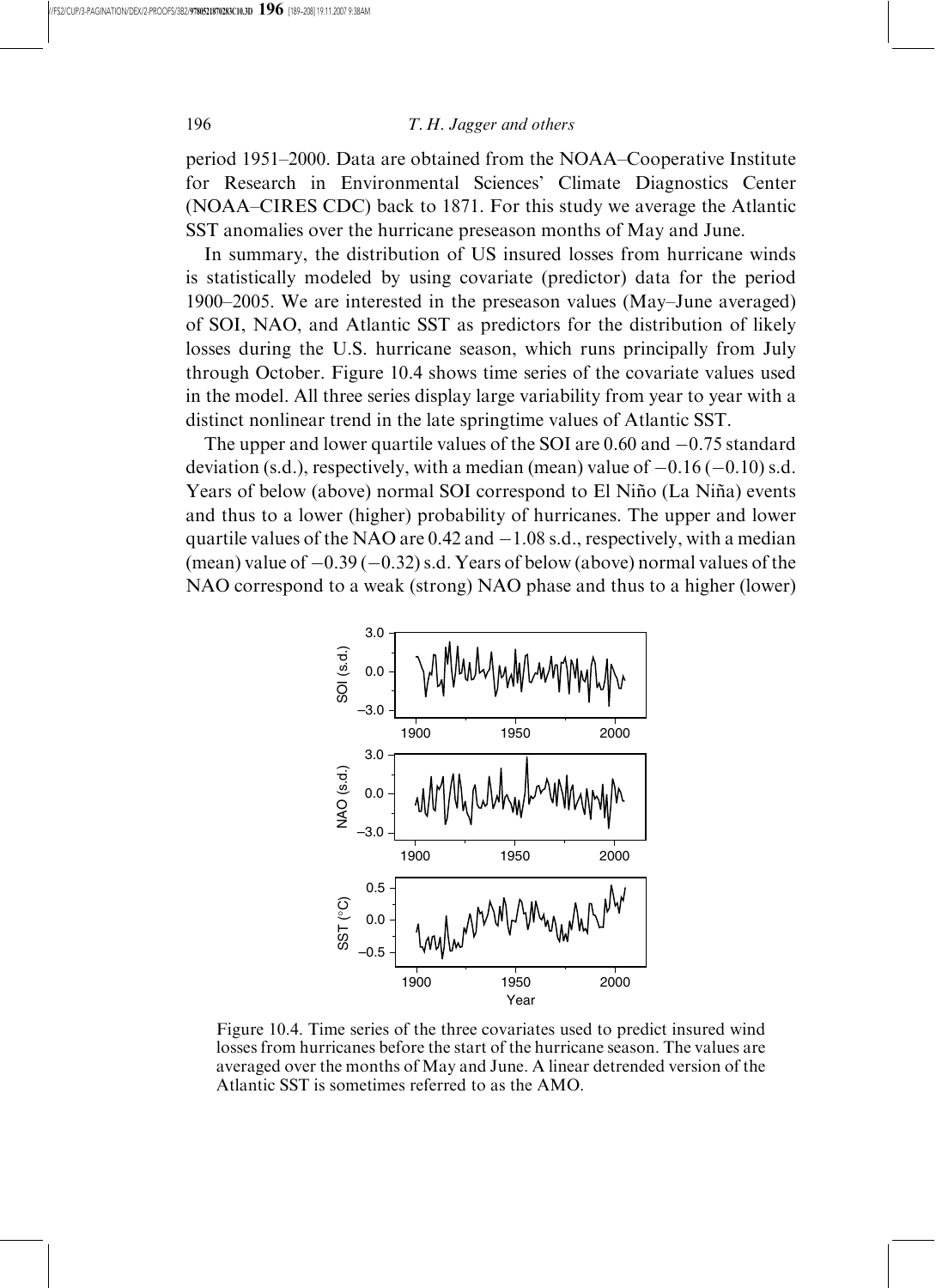period 1951–2000. Data are obtained from the NOAA–Cooperative Institute for Research in Environmental Sciences' Climate Diagnostics Center (NOAA–CIRES CDC) back to 1871. For this study we average the Atlantic SST anomalies over the hurricane preseason months of May and June.

In summary, the distribution of US insured losses from hurricane winds is statistically modeled by using covariate (predictor) data for the period 1900–2005. We are interested in the preseason values (May–June averaged) of SOI, NAO, and Atlantic SST as predictors for the distribution of likely losses during the U.S. hurricane season, which runs principally from July through October. Figure 10.4 shows time series of the covariate values used in the model. All three series display large variability from year to year with a distinct nonlinear trend in the late springtime values of Atlantic SST.

The upper and lower quartile values of the SOI are 0.60 and −0.75 standard deviation (s.d.), respectively, with a median (mean) value of −0.16 (−0.10) s.d. Years of below (above) normal SOI correspond to El Niño (La Niña) events and thus to a lower (higher) probability of hurricanes. The upper and lower quartile values of the NAO are 0.42 and −1.08 s.d., respectively, with a median (mean) value of −0.39 (−0.32) s.d. Years of below (above) normal values of the NAO correspond to a weak (strong) NAO phase and thus to a higher (lower)

Figure 10.4. Time series of the three covariates used to predict insured wind losses from hurricanes before the start of the hurricane season. The values are averaged over the months of May and June. A linear detrended version of the Atlantic SST is sometimes referred to as the AMO.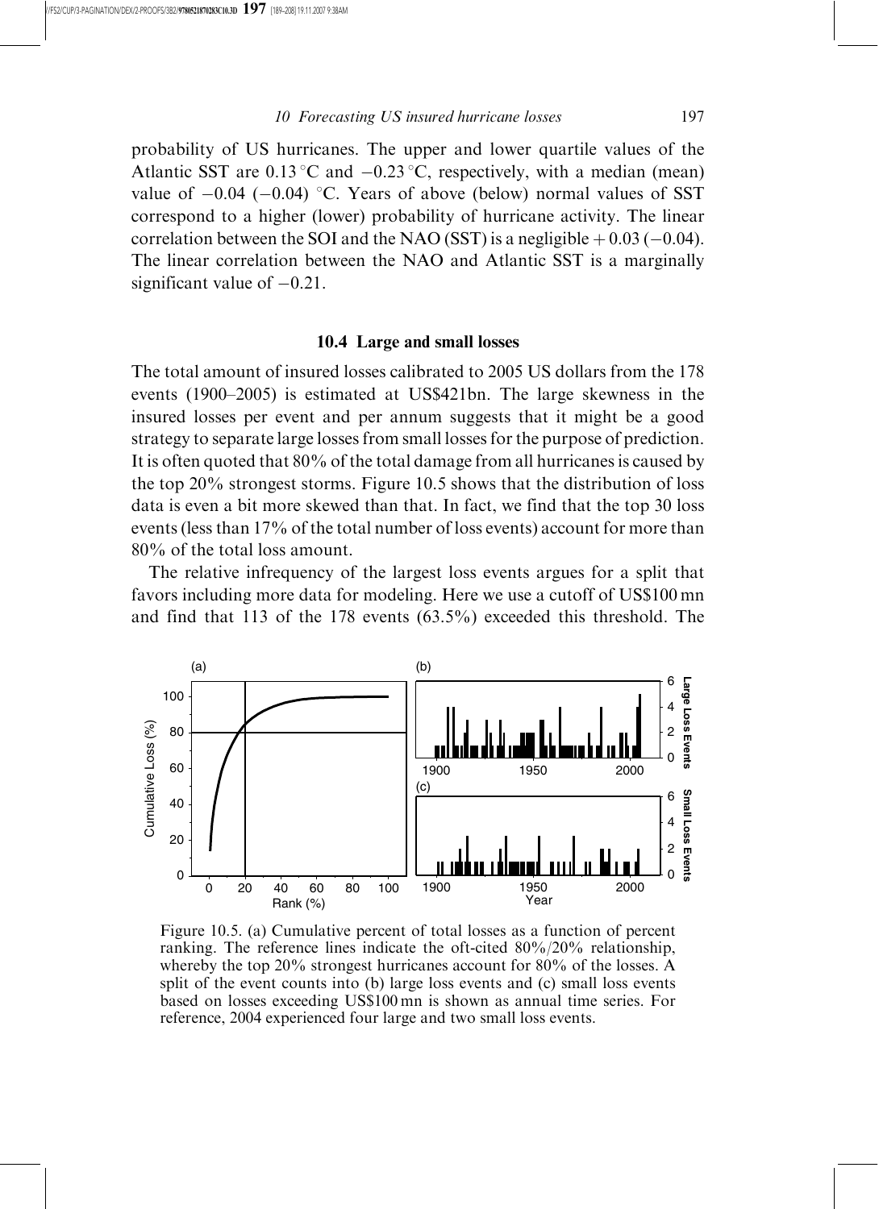probability of US hurricanes. The upper and lower quartile values of the Atlantic SST are 0.13 °C and −0.23 °C, respectively, with a median (mean) value of −0.04 (−0.04) °C. Years of above (below) normal values of SST correspond to a higher (lower) probability of hurricane activity. The linear correlation between the SOI and the NAO (SST) is a negligible + 0.03 (−0.04). The linear correlation between the NAO and Atlantic SST is a marginally significant value of −0.21.

## 10.4 Large and small losses

The total amount of insured losses calibrated to 2005 US dollars from the 178 events (1900–2005) is estimated at US$421bn. The large skewness in the insured losses per event and per annum suggests that it might be a good strategy to separate large losses from small losses for the purpose of prediction. It is often quoted that 80% of the total damage from all hurricanes is caused by the top 20% strongest storms. Figure 10.5 shows that the distribution of loss data is even a bit more skewed than that. In fact, we find that the top 30 loss events (less than 17% of the total number of loss events) account for more than 80% of the total loss amount.

The relative infrequency of the largest loss events argues for a split that favors including more data for modeling. Here we use a cutoff of US$100 mn and find that 113 of the 178 events (63.5%) exceeded this threshold. The

Figure 10.5. (a) Cumulative percent of total losses as a function of percent ranking. The reference lines indicate the oft-cited 80%/20% relationship, whereby the top 20% strongest hurricanes account for 80% of the losses. A split of the event counts into (b) large loss events and (c) small loss events based on losses exceeding US$100 mn is shown as annual time series. For reference, 2004 experienced four large and two small loss events.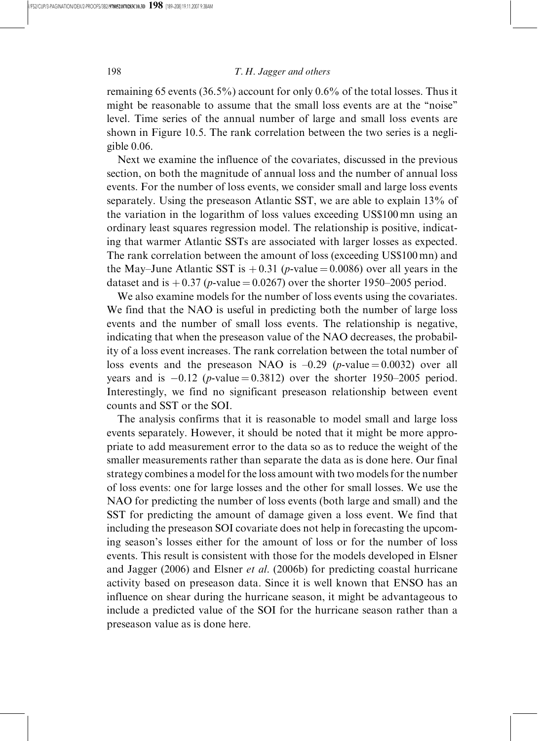remaining 65 events (36.5%) account for only 0.6% of the total losses. Thus it might be reasonable to assume that the small loss events are at the "noise" level. Time series of the annual number of large and small loss events are shown in Figure 10.5. The rank correlation between the two series is a negligible 0.06.

Next we examine the influence of the covariates, discussed in the previous section, on both the magnitude of annual loss and the number of annual loss events. For the number of loss events, we consider small and large loss events separately. Using the preseason Atlantic SST, we are able to explain 13% of the variation in the logarithm of loss values exceeding US$100 mn using an ordinary least squares regression model. The relationship is positive, indicating that warmer Atlantic SSTs are associated with larger losses as expected. The rank correlation between the amount of loss (exceeding US$100 mn) and the May–June Atlantic SST is $+0.31$ ($p$-value $= 0.0086$) over all years in the dataset and is $+0.37$ ($p$-value $= 0.0267$) over the shorter 1950–2005 period.

We also examine models for the number of loss events using the covariates. We find that the NAO is useful in predicting both the number of large loss events and the number of small loss events. The relationship is negative, indicating that when the preseason value of the NAO decreases, the probability of a loss event increases. The rank correlation between the total number of loss events and the preseason NAO is $-0.29$ ($p$-value $= 0.0032$) over all years and is $-0.12$ ($p$-value $= 0.3812$) over the shorter 1950–2005 period. Interestingly, we find no significant preseason relationship between event counts and SST or the SOI.

The analysis confirms that it is reasonable to model small and large loss events separately. However, it should be noted that it might be more appropriate to add measurement error to the data so as to reduce the weight of the smaller measurements rather than separate the data as is done here. Our final strategy combines a model for the loss amount with two models for the number of loss events: one for large losses and the other for small losses. We use the NAO for predicting the number of loss events (both large and small) and the SST for predicting the amount of damage given a loss event. We find that including the preseason SOI covariate does not help in forecasting the upcoming season's losses either for the amount of loss or for the number of loss events. This result is consistent with those for the models developed in Elsner and Jagger (2006) and Elsner *et al.* (2006b) for predicting coastal hurricane activity based on preseason data. Since it is well known that ENSO has an influence on shear during the hurricane season, it might be advantageous to include a predicted value of the SOI for the hurricane season rather than a preseason value as is done here.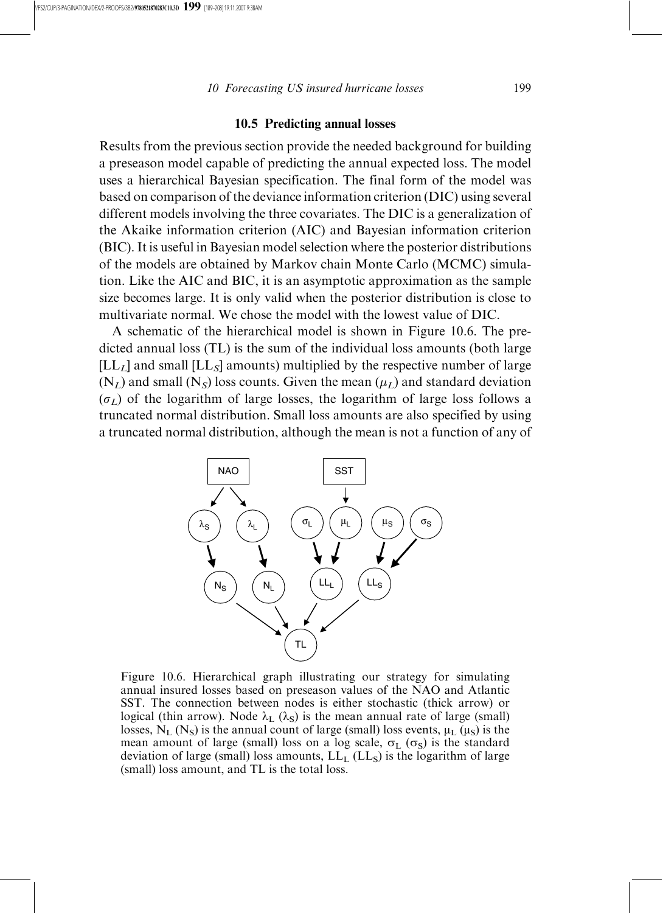## 10.5 Predicting annual losses

Results from the previous section provide the needed background for building a preseason model capable of predicting the annual expected loss. The model uses a hierarchical Bayesian specification. The final form of the model was based on comparison of the deviance information criterion (DIC) using several different models involving the three covariates. The DIC is a generalization of the Akaike information criterion (AIC) and Bayesian information criterion (BIC). It is useful in Bayesian model selection where the posterior distributions of the models are obtained by Markov chain Monte Carlo (MCMC) simulation. Like the AIC and BIC, it is an asymptotic approximation as the sample size becomes large. It is only valid when the posterior distribution is close to multivariate normal. We chose the model with the lowest value of DIC.

A schematic of the hierarchical model is shown in Figure 10.6. The predicted annual loss (TL) is the sum of the individual loss amounts (both large [$LL_L$] and small [$LL_S$] amounts) multiplied by the respective number of large ($N_L$) and small ($N_S$) loss counts. Given the mean ($\mu_L$) and standard deviation ($\sigma_L$) of the logarithm of large losses, the logarithm of large loss follows a truncated normal distribution. Small loss amounts are also specified by using a truncated normal distribution, although the mean is not a function of any of

Figure 10.6. Hierarchical graph illustrating our strategy for simulating annual insured losses based on preseason values of the NAO and Atlantic SST. The connection between nodes is either stochastic (thick arrow) or logical (thin arrow). Node $\lambda_L$ ($\lambda_S$) is the mean annual rate of large (small) losses, $N_L$ ($N_S$) is the annual count of large (small) loss events, $\mu_L$ ($\mu_S$) is the mean amount of large (small) loss on a log scale, $\sigma_L$ ($\sigma_S$) is the standard deviation of large (small) loss amounts, $LL_L$ ($LL_S$) is the logarithm of large (small) loss amount, and TL is the total loss.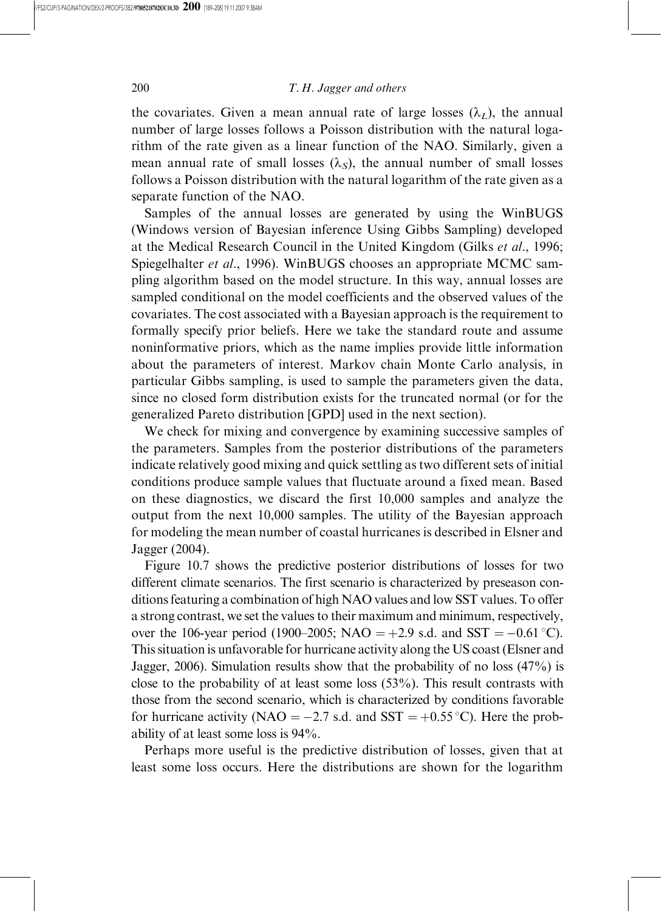the covariates. Given a mean annual rate of large losses ($\lambda_L$), the annual number of large losses follows a Poisson distribution with the natural logarithm of the rate given as a linear function of the NAO. Similarly, given a mean annual rate of small losses ($\lambda_S$), the annual number of small losses follows a Poisson distribution with the natural logarithm of the rate given as a separate function of the NAO.

Samples of the annual losses are generated by using the WinBUGS (Windows version of Bayesian inference Using Gibbs Sampling) developed at the Medical Research Council in the United Kingdom (Gilks *et al*., 1996; Spiegelhalter *et al*., 1996). WinBUGS chooses an appropriate MCMC sampling algorithm based on the model structure. In this way, annual losses are sampled conditional on the model coefficients and the observed values of the covariates. The cost associated with a Bayesian approach is the requirement to formally specify prior beliefs. Here we take the standard route and assume noninformative priors, which as the name implies provide little information about the parameters of interest. Markov chain Monte Carlo analysis, in particular Gibbs sampling, is used to sample the parameters given the data, since no closed form distribution exists for the truncated normal (or for the generalized Pareto distribution [GPD] used in the next section).

We check for mixing and convergence by examining successive samples of the parameters. Samples from the posterior distributions of the parameters indicate relatively good mixing and quick settling as two different sets of initial conditions produce sample values that fluctuate around a fixed mean. Based on these diagnostics, we discard the first 10,000 samples and analyze the output from the next 10,000 samples. The utility of the Bayesian approach for modeling the mean number of coastal hurricanes is described in Elsner and Jagger (2004).

Figure 10.7 shows the predictive posterior distributions of losses for two different climate scenarios. The first scenario is characterized by preseason conditions featuring a combination of high NAO values and low SST values. To offer a strong contrast, we set the values to their maximum and minimum, respectively, over the 106-year period (1900–2005; NAO $= +2.9$ s.d. and SST $= -0.61\,^{\circ}$C). This situation is unfavorable for hurricane activity along the US coast (Elsner and Jagger, 2006). Simulation results show that the probability of no loss (47%) is close to the probability of at least some loss (53%). This result contrasts with those from the second scenario, which is characterized by conditions favorable for hurricane activity (NAO $= -2.7$ s.d. and SST $= +0.55\,^{\circ}$C). Here the probability of at least some loss is 94%.

Perhaps more useful is the predictive distribution of losses, given that at least some loss occurs. Here the distributions are shown for the logarithm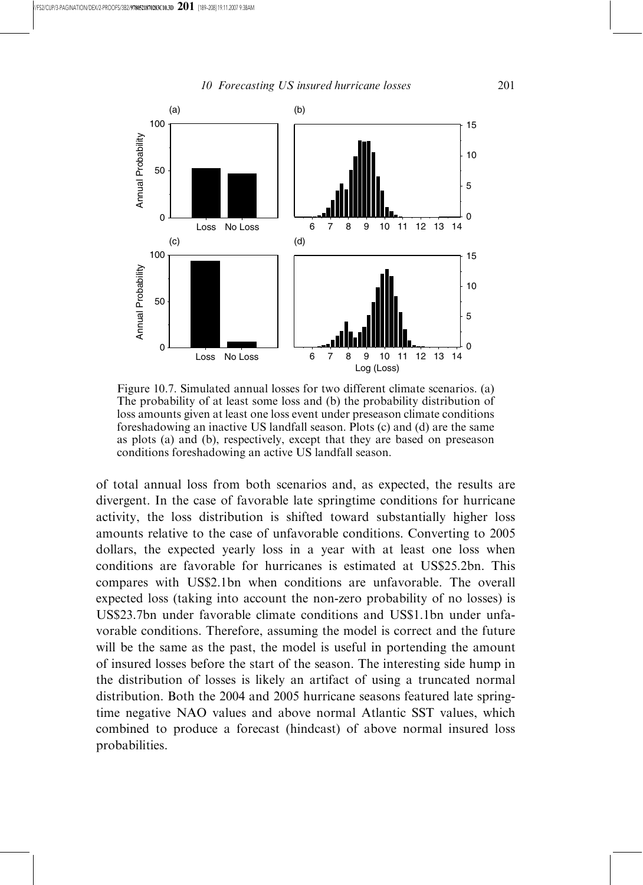Figure 10.7. Simulated annual losses for two different climate scenarios. (a) The probability of at least some loss and (b) the probability distribution of loss amounts given at least one loss event under preseason climate conditions foreshadowing an inactive US landfall season. Plots (c) and (d) are the same as plots (a) and (b), respectively, except that they are based on preseason conditions foreshadowing an active US landfall season.

of total annual loss from both scenarios and, as expected, the results are divergent. In the case of favorable late springtime conditions for hurricane activity, the loss distribution is shifted toward substantially higher loss amounts relative to the case of unfavorable conditions. Converting to 2005 dollars, the expected yearly loss in a year with at least one loss when conditions are favorable for hurricanes is estimated at US$25.2bn. This compares with US$2.1bn when conditions are unfavorable. The overall expected loss (taking into account the non-zero probability of no losses) is US$23.7bn under favorable climate conditions and US$1.1bn under unfavorable conditions. Therefore, assuming the model is correct and the future will be the same as the past, the model is useful in portending the amount of insured losses before the start of the season. The interesting side hump in the distribution of losses is likely an artifact of using a truncated normal distribution. Both the 2004 and 2005 hurricane seasons featured late springtime negative NAO values and above normal Atlantic SST values, which combined to produce a forecast (hindcast) of above normal insured loss probabilities.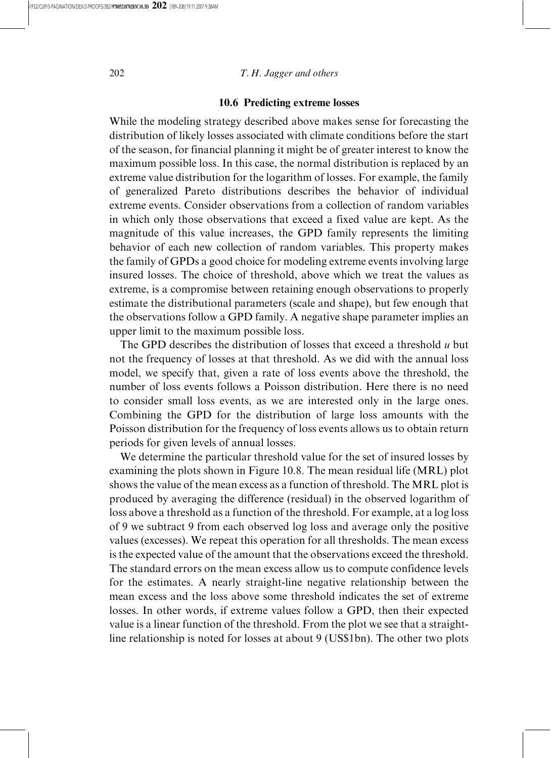## 10.6 Predicting extreme losses

While the modeling strategy described above makes sense for forecasting the distribution of likely losses associated with climate conditions before the start of the season, for financial planning it might be of greater interest to know the maximum possible loss. In this case, the normal distribution is replaced by an extreme value distribution for the logarithm of losses. For example, the family of generalized Pareto distributions describes the behavior of individual extreme events. Consider observations from a collection of random variables in which only those observations that exceed a fixed value are kept. As the magnitude of this value increases, the GPD family represents the limiting behavior of each new collection of random variables. This property makes the family of GPDs a good choice for modeling extreme events involving large insured losses. The choice of threshold, above which we treat the values as extreme, is a compromise between retaining enough observations to properly estimate the distributional parameters (scale and shape), but few enough that the observations follow a GPD family. A negative shape parameter implies an upper limit to the maximum possible loss.

The GPD describes the distribution of losses that exceed a threshold $u$ but not the frequency of losses at that threshold. As we did with the annual loss model, we specify that, given a rate of loss events above the threshold, the number of loss events follows a Poisson distribution. Here there is no need to consider small loss events, as we are interested only in the large ones. Combining the GPD for the distribution of large loss amounts with the Poisson distribution for the frequency of loss events allows us to obtain return periods for given levels of annual losses.

We determine the particular threshold value for the set of insured losses by examining the plots shown in Figure 10.8. The mean residual life (MRL) plot shows the value of the mean excess as a function of threshold. The MRL plot is produced by averaging the difference (residual) in the observed logarithm of loss above a threshold as a function of the threshold. For example, at a log loss of 9 we subtract 9 from each observed log loss and average only the positive values (excesses). We repeat this operation for all thresholds. The mean excess is the expected value of the amount that the observations exceed the threshold. The standard errors on the mean excess allow us to compute confidence levels for the estimates. A nearly straight-line negative relationship between the mean excess and the loss above some threshold indicates the set of extreme losses. In other words, if extreme values follow a GPD, then their expected value is a linear function of the threshold. From the plot we see that a straight-line relationship is noted for losses at about 9 (US$1bn). The other two plots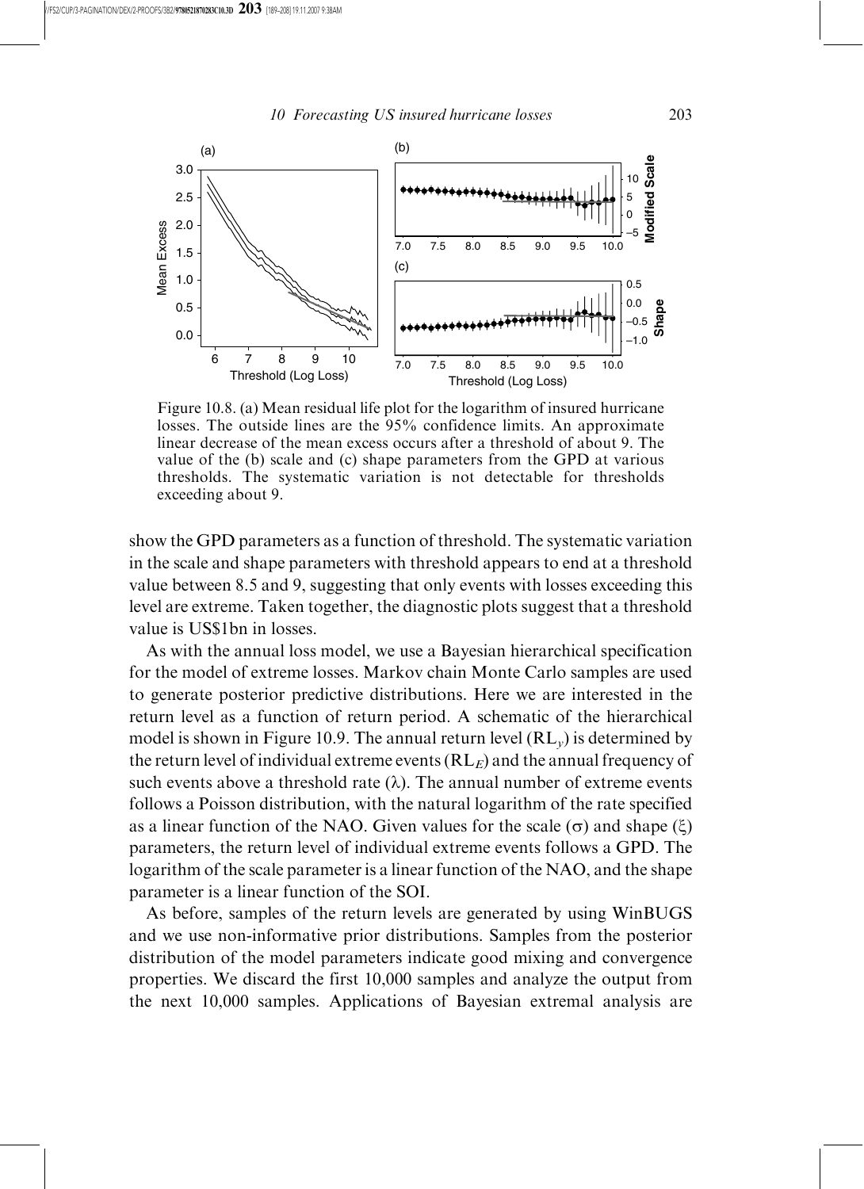Figure 10.8. (a) Mean residual life plot for the logarithm of insured hurricane losses. The outside lines are the 95% confidence limits. An approximate linear decrease of the mean excess occurs after a threshold of about 9. The value of the (b) scale and (c) shape parameters from the GPD at various thresholds. The systematic variation is not detectable for thresholds exceeding about 9.

show the GPD parameters as a function of threshold. The systematic variation in the scale and shape parameters with threshold appears to end at a threshold value between 8.5 and 9, suggesting that only events with losses exceeding this level are extreme. Taken together, the diagnostic plots suggest that a threshold value is US$1bn in losses.

As with the annual loss model, we use a Bayesian hierarchical specification for the model of extreme losses. Markov chain Monte Carlo samples are used to generate posterior predictive distributions. Here we are interested in the return level as a function of return period. A schematic of the hierarchical model is shown in Figure 10.9. The annual return level ($RL_y$) is determined by the return level of individual extreme events ($RL_E$) and the annual frequency of such events above a threshold rate ($\lambda$). The annual number of extreme events follows a Poisson distribution, with the natural logarithm of the rate specified as a linear function of the NAO. Given values for the scale ($\sigma$) and shape ($\xi$) parameters, the return level of individual extreme events follows a GPD. The logarithm of the scale parameter is a linear function of the NAO, and the shape parameter is a linear function of the SOI.

As before, samples of the return levels are generated by using WinBUGS and we use non-informative prior distributions. Samples from the posterior distribution of the model parameters indicate good mixing and convergence properties. We discard the first 10,000 samples and analyze the output from the next 10,000 samples. Applications of Bayesian extremal analysis are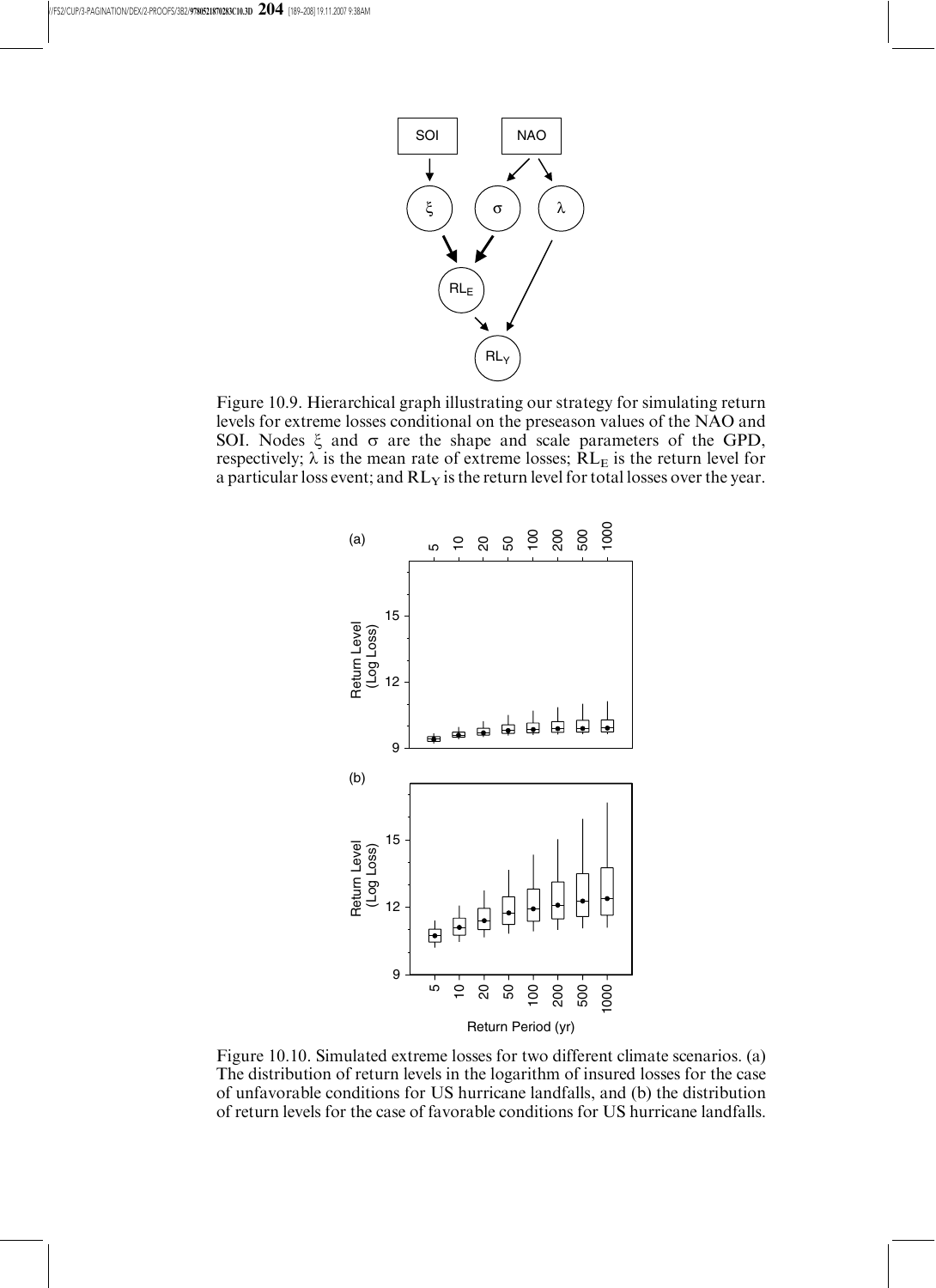Figure 10.9. Hierarchical graph illustrating our strategy for simulating return levels for extreme losses conditional on the preseason values of the NAO and SOI. Nodes $\xi$ and $\sigma$ are the shape and scale parameters of the GPD, respectively; $\lambda$ is the mean rate of extreme losses; $RL_E$ is the return level for a particular loss event; and $RL_Y$ is the return level for total losses over the year.

Figure 10.10. Simulated extreme losses for two different climate scenarios. (a) The distribution of return levels in the logarithm of insured losses for the case of unfavorable conditions for US hurricane landfalls, and (b) the distribution of return levels for the case of favorable conditions for US hurricane landfalls.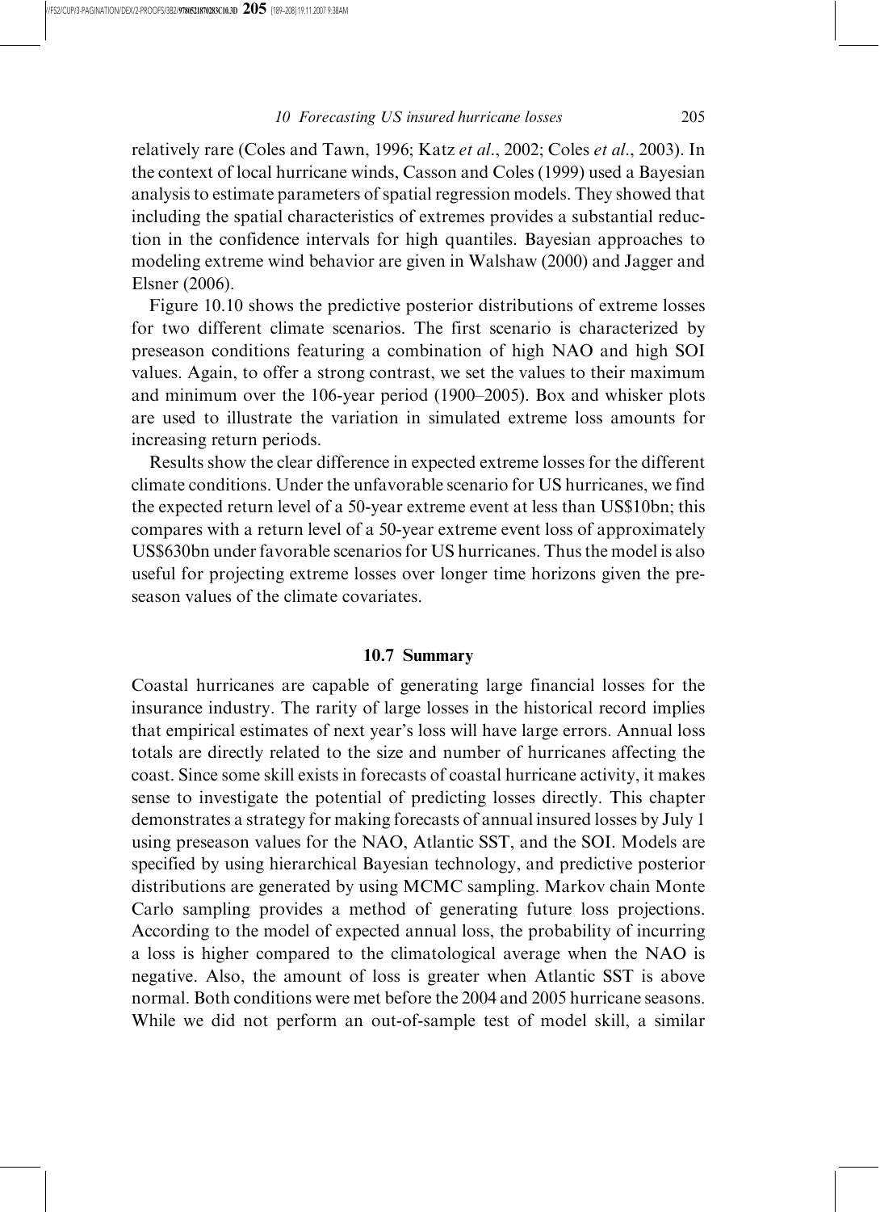relatively rare (Coles and Tawn, 1996; Katz *et al*., 2002; Coles *et al*., 2003). In the context of local hurricane winds, Casson and Coles (1999) used a Bayesian analysis to estimate parameters of spatial regression models. They showed that including the spatial characteristics of extremes provides a substantial reduction in the confidence intervals for high quantiles. Bayesian approaches to modeling extreme wind behavior are given in Walshaw (2000) and Jagger and Elsner (2006).

Figure 10.10 shows the predictive posterior distributions of extreme losses for two different climate scenarios. The first scenario is characterized by preseason conditions featuring a combination of high NAO and high SOI values. Again, to offer a strong contrast, we set the values to their maximum and minimum over the 106-year period (1900–2005). Box and whisker plots are used to illustrate the variation in simulated extreme loss amounts for increasing return periods.

Results show the clear difference in expected extreme losses for the different climate conditions. Under the unfavorable scenario for US hurricanes, we find the expected return level of a 50-year extreme event at less than US$10bn; this compares with a return level of a 50-year extreme event loss of approximately US$630bn under favorable scenarios for US hurricanes. Thus the model is also useful for projecting extreme losses over longer time horizons given the preseason values of the climate covariates.

## 10.7 Summary

Coastal hurricanes are capable of generating large financial losses for the insurance industry. The rarity of large losses in the historical record implies that empirical estimates of next year's loss will have large errors. Annual loss totals are directly related to the size and number of hurricanes affecting the coast. Since some skill exists in forecasts of coastal hurricane activity, it makes sense to investigate the potential of predicting losses directly. This chapter demonstrates a strategy for making forecasts of annual insured losses by July 1 using preseason values for the NAO, Atlantic SST, and the SOI. Models are specified by using hierarchical Bayesian technology, and predictive posterior distributions are generated by using MCMC sampling. Markov chain Monte Carlo sampling provides a method of generating future loss projections. According to the model of expected annual loss, the probability of incurring a loss is higher compared to the climatological average when the NAO is negative. Also, the amount of loss is greater when Atlantic SST is above normal. Both conditions were met before the 2004 and 2005 hurricane seasons. While we did not perform an out-of-sample test of model skill, a similar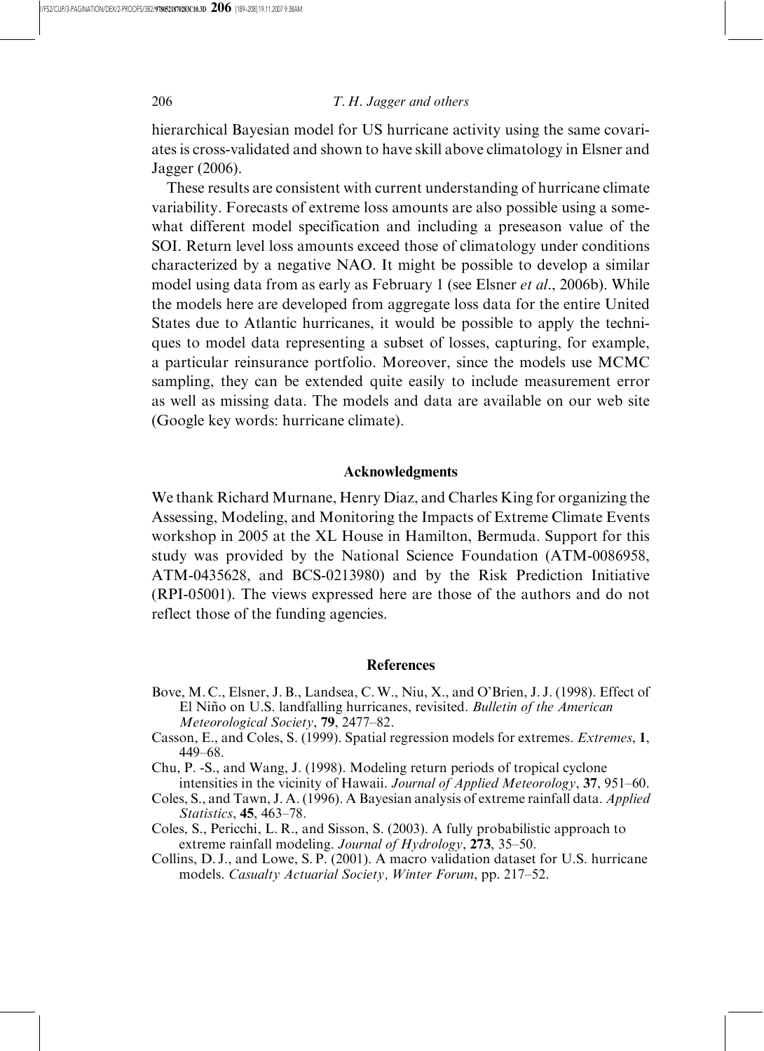hierarchical Bayesian model for US hurricane activity using the same covariates is cross-validated and shown to have skill above climatology in Elsner and Jagger (2006).

These results are consistent with current understanding of hurricane climate variability. Forecasts of extreme loss amounts are also possible using a somewhat different model specification and including a preseason value of the SOI. Return level loss amounts exceed those of climatology under conditions characterized by a negative NAO. It might be possible to develop a similar model using data from as early as February 1 (see Elsner *et al*., 2006b). While the models here are developed from aggregate loss data for the entire United States due to Atlantic hurricanes, it would be possible to apply the techniques to model data representing a subset of losses, capturing, for example, a particular reinsurance portfolio. Moreover, since the models use MCMC sampling, they can be extended quite easily to include measurement error as well as missing data. The models and data are available on our web site (Google key words: hurricane climate).

## Acknowledgments

We thank Richard Murnane, Henry Diaz, and Charles King for organizing the Assessing, Modeling, and Monitoring the Impacts of Extreme Climate Events workshop in 2005 at the XL House in Hamilton, Bermuda. Support for this study was provided by the National Science Foundation (ATM-0086958, ATM-0435628, and BCS-0213980) and by the Risk Prediction Initiative (RPI-05001). The views expressed here are those of the authors and do not reflect those of the funding agencies.

## References

Bove, M. C., Elsner, J. B., Landsea, C. W., Niu, X., and O'Brien, J. J. (1998). Effect of El Niño on U.S. landfalling hurricanes, revisited. *Bulletin of the American Meteorological Society*, **79**, 2477–82.

Casson, E., and Coles, S. (1999). Spatial regression models for extremes. *Extremes*, **1**, 449–68.

Chu, P. -S., and Wang, J. (1998). Modeling return periods of tropical cyclone intensities in the vicinity of Hawaii. *Journal of Applied Meteorology*, **37**, 951–60.

Coles, S., and Tawn, J. A. (1996). A Bayesian analysis of extreme rainfall data. *Applied Statistics*, **45**, 463–78.

Coles, S., Pericchi, L. R., and Sisson, S. (2003). A fully probabilistic approach to extreme rainfall modeling. *Journal of Hydrology*, **273**, 35–50.

Collins, D. J., and Lowe, S. P. (2001). A macro validation dataset for U.S. hurricane models. *Casualty Actuarial Society, Winter Forum*, pp. 217–52.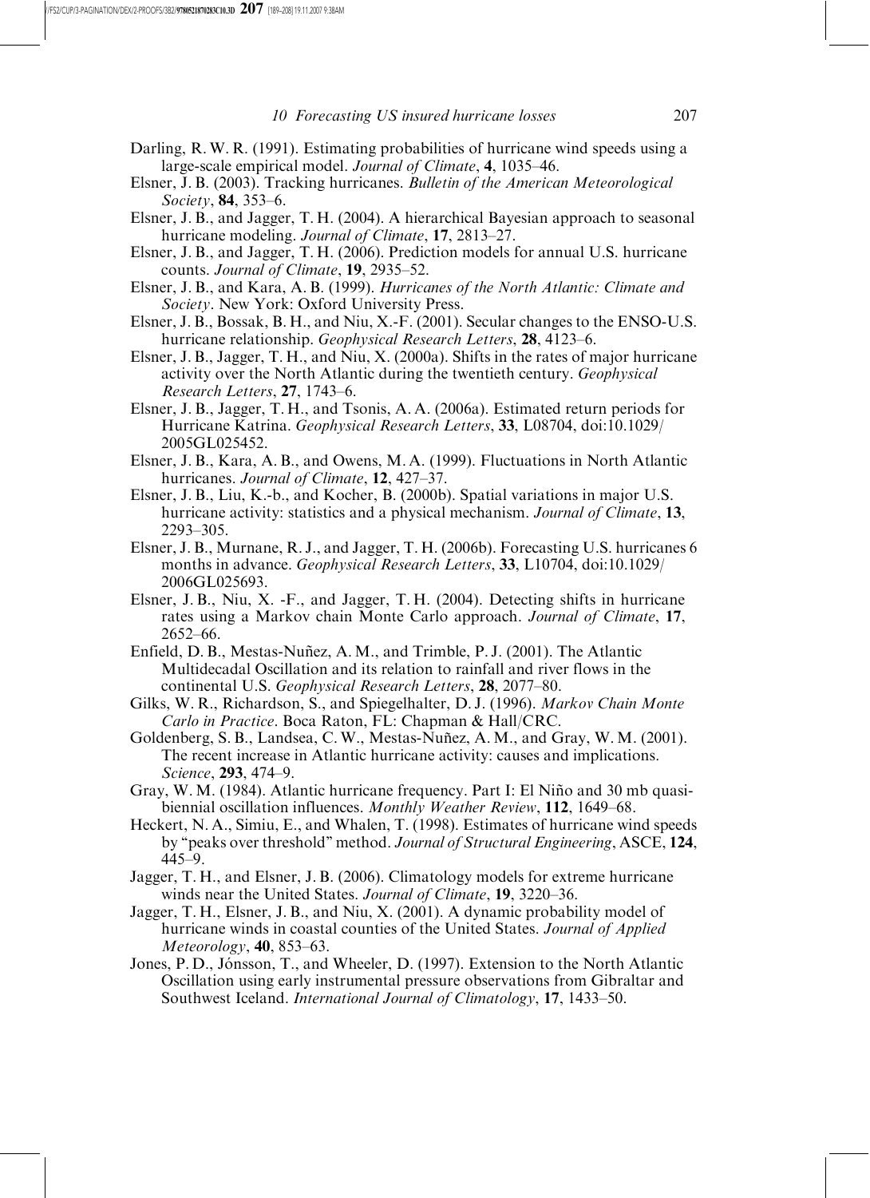Darling, R. W. R. (1991). Estimating probabilities of hurricane wind speeds using a large-scale empirical model. *Journal of Climate*, **4**, 1035–46.

Elsner, J. B. (2003). Tracking hurricanes. *Bulletin of the American Meteorological Society*, **84**, 353–6.

Elsner, J. B., and Jagger, T. H. (2004). A hierarchical Bayesian approach to seasonal hurricane modeling. *Journal of Climate*, **17**, 2813–27.

Elsner, J. B., and Jagger, T. H. (2006). Prediction models for annual U.S. hurricane counts. *Journal of Climate*, **19**, 2935–52.

Elsner, J. B., and Kara, A. B. (1999). *Hurricanes of the North Atlantic: Climate and Society*. New York: Oxford University Press.

Elsner, J. B., Bossak, B. H., and Niu, X.-F. (2001). Secular changes to the ENSO-U.S. hurricane relationship. *Geophysical Research Letters*, **28**, 4123–6.

Elsner, J. B., Jagger, T. H., and Niu, X. (2000a). Shifts in the rates of major hurricane activity over the North Atlantic during the twentieth century. *Geophysical Research Letters*, **27**, 1743–6.

Elsner, J. B., Jagger, T. H., and Tsonis, A. A. (2006a). Estimated return periods for Hurricane Katrina. *Geophysical Research Letters*, **33**, L08704, doi:10.1029/2005GL025452.

Elsner, J. B., Kara, A. B., and Owens, M. A. (1999). Fluctuations in North Atlantic hurricanes. *Journal of Climate*, **12**, 427–37.

Elsner, J. B., Liu, K.-b., and Kocher, B. (2000b). Spatial variations in major U.S. hurricane activity: statistics and a physical mechanism. *Journal of Climate*, **13**, 2293–305.

Elsner, J. B., Murnane, R. J., and Jagger, T. H. (2006b). Forecasting U.S. hurricanes 6 months in advance. *Geophysical Research Letters*, **33**, L10704, doi:10.1029/2006GL025693.

Elsner, J. B., Niu, X. -F., and Jagger, T. H. (2004). Detecting shifts in hurricane rates using a Markov chain Monte Carlo approach. *Journal of Climate*, **17**, 2652–66.

Enfield, D. B., Mestas-Nuñez, A. M., and Trimble, P. J. (2001). The Atlantic Multidecadal Oscillation and its relation to rainfall and river flows in the continental U.S. *Geophysical Research Letters*, **28**, 2077–80.

Gilks, W. R., Richardson, S., and Spiegelhalter, D. J. (1996). *Markov Chain Monte Carlo in Practice*. Boca Raton, FL: Chapman & Hall/CRC.

Goldenberg, S. B., Landsea, C. W., Mestas-Nuñez, A. M., and Gray, W. M. (2001). The recent increase in Atlantic hurricane activity: causes and implications. *Science*, **293**, 474–9.

Gray, W. M. (1984). Atlantic hurricane frequency. Part I: El Niño and 30 mb quasi-biennial oscillation influences. *Monthly Weather Review*, **112**, 1649–68.

Heckert, N. A., Simiu, E., and Whalen, T. (1998). Estimates of hurricane wind speeds by "peaks over threshold" method. *Journal of Structural Engineering*, ASCE, **124**, 445–9.

Jagger, T. H., and Elsner, J. B. (2006). Climatology models for extreme hurricane winds near the United States. *Journal of Climate*, **19**, 3220–36.

Jagger, T. H., Elsner, J. B., and Niu, X. (2001). A dynamic probability model of hurricane winds in coastal counties of the United States. *Journal of Applied Meteorology*, **40**, 853–63.

Jones, P. D., Jónsson, T., and Wheeler, D. (1997). Extension to the North Atlantic Oscillation using early instrumental pressure observations from Gibraltar and Southwest Iceland. *International Journal of Climatology*, **17**, 1433–50.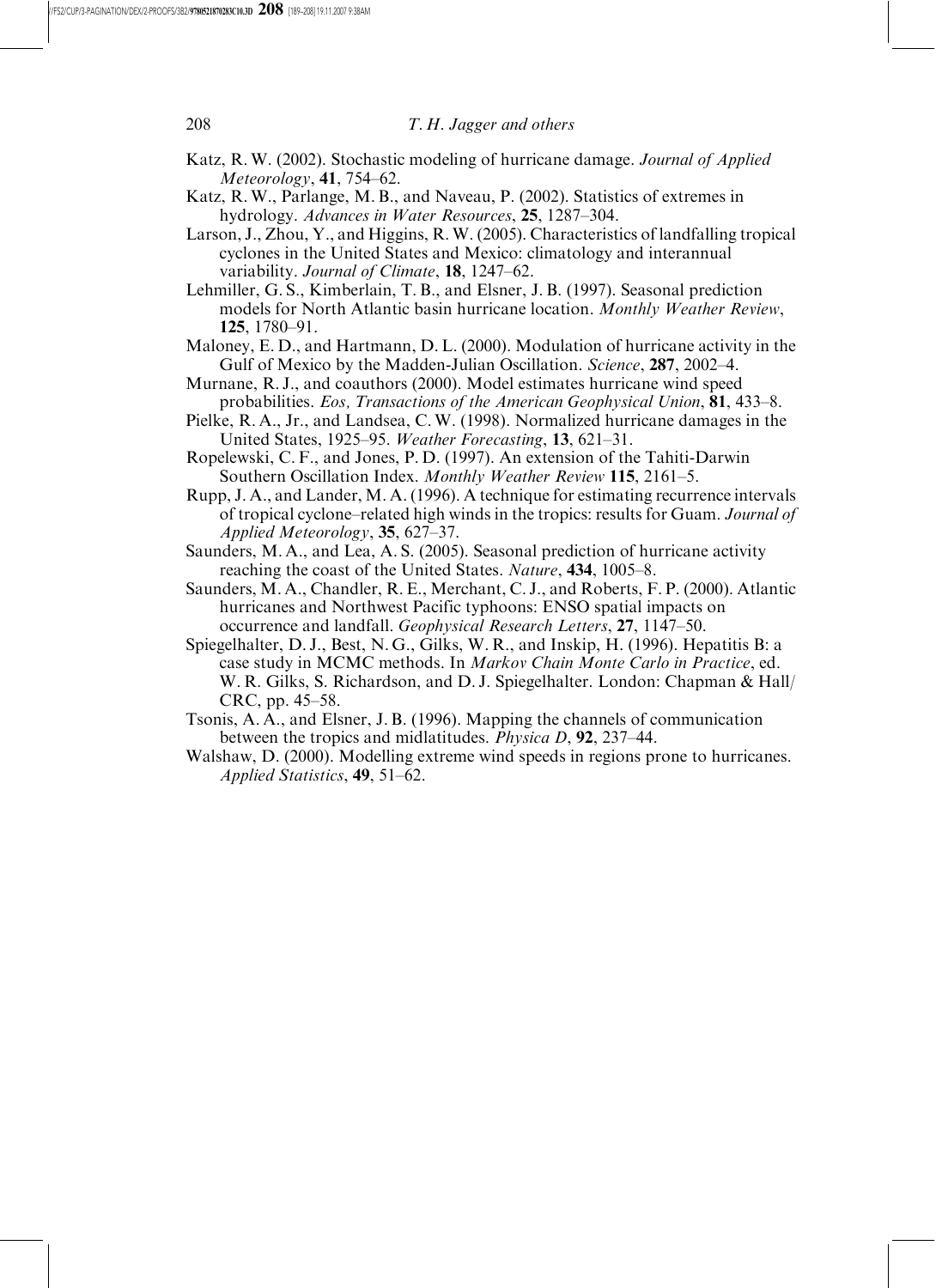Katz, R. W. (2002). Stochastic modeling of hurricane damage. *Journal of Applied Meteorology*, **41**, 754–62.

Katz, R. W., Parlange, M. B., and Naveau, P. (2002). Statistics of extremes in hydrology. *Advances in Water Resources*, **25**, 1287–304.

Larson, J., Zhou, Y., and Higgins, R. W. (2005). Characteristics of landfalling tropical cyclones in the United States and Mexico: climatology and interannual variability. *Journal of Climate*, **18**, 1247–62.

Lehmiller, G. S., Kimberlain, T. B., and Elsner, J. B. (1997). Seasonal prediction models for North Atlantic basin hurricane location. *Monthly Weather Review*, **125**, 1780–91.

Maloney, E. D., and Hartmann, D. L. (2000). Modulation of hurricane activity in the Gulf of Mexico by the Madden-Julian Oscillation. *Science*, **287**, 2002–4.

Murnane, R. J., and coauthors (2000). Model estimates hurricane wind speed probabilities. *Eos, Transactions of the American Geophysical Union*, **81**, 433–8.

Pielke, R. A., Jr., and Landsea, C. W. (1998). Normalized hurricane damages in the United States, 1925–95. *Weather Forecasting*, **13**, 621–31.

Ropelewski, C. F., and Jones, P. D. (1997). An extension of the Tahiti-Darwin Southern Oscillation Index. *Monthly Weather Review* **115**, 2161–5.

Rupp, J. A., and Lander, M. A. (1996). A technique for estimating recurrence intervals of tropical cyclone–related high winds in the tropics: results for Guam. *Journal of Applied Meteorology*, **35**, 627–37.

Saunders, M. A., and Lea, A. S. (2005). Seasonal prediction of hurricane activity reaching the coast of the United States. *Nature*, **434**, 1005–8.

Saunders, M. A., Chandler, R. E., Merchant, C. J., and Roberts, F. P. (2000). Atlantic hurricanes and Northwest Pacific typhoons: ENSO spatial impacts on occurrence and landfall. *Geophysical Research Letters*, **27**, 1147–50.

Spiegelhalter, D. J., Best, N. G., Gilks, W. R., and Inskip, H. (1996). Hepatitis B: a case study in MCMC methods. In *Markov Chain Monte Carlo in Practice*, ed. W. R. Gilks, S. Richardson, and D. J. Spiegelhalter. London: Chapman & Hall/CRC, pp. 45–58.

Tsonis, A. A., and Elsner, J. B. (1996). Mapping the channels of communication between the tropics and midlatitudes. *Physica D*, **92**, 237–44.

Walshaw, D. (2000). Modelling extreme wind speeds in regions prone to hurricanes. *Applied Statistics*, **49**, 51–62.